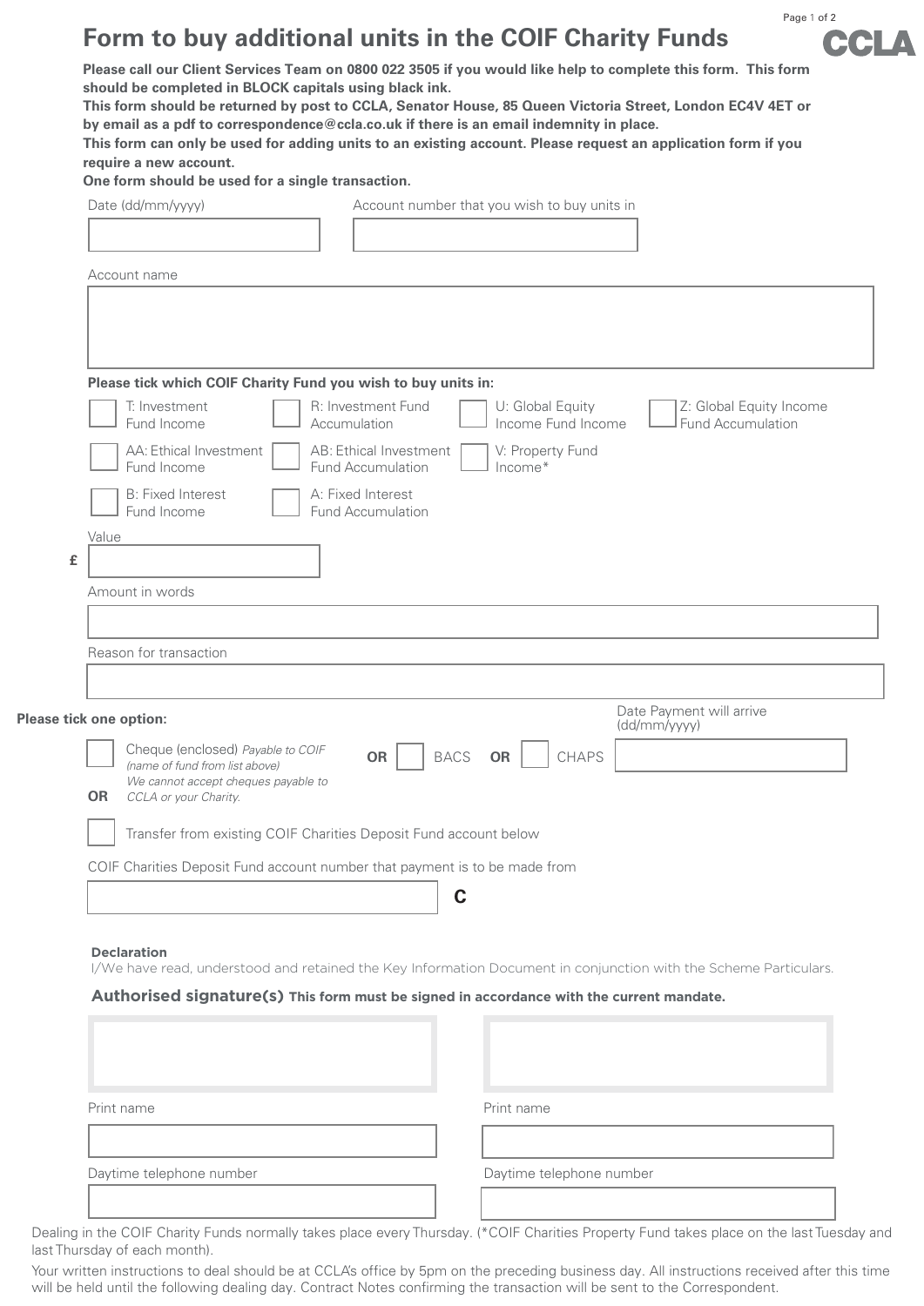# Form to buy additional units in the COIF Charity Funds

**Please call our Client Services Team on 0800 022 3505 if you would like help to complete this form. This form should be completed in BLOCK capitals using black ink.**

**This form should be returned by post to CCLA, Senator House, 85 Queen Victoria Street, London EC4V 4ET or by email as a pdf to correspondence@ccla.co.uk if there is an email indemnity in place.**

**This form can only be used for adding units to an existing account. Please request an application form if you require a new account.**

**One form should be used for a single transaction.**

Date (dd/mm/yyyy)

Account number that you wish to buy units in

Account name

**Please tick which COIF Charity Fund you wish to buy units in:**

- ☐ T: Investment Fund Income
- ☐ R: Investment Fund Accumulation
- ☐ U: Global Equity Income Fund Income
- ☐ Z: Global Equity Income Fund Accumulation
- ☐ AA: Ethical Investment Fund Income
- ☐ AB: Ethical Investment Fund Accumulation
- ☐ V: Property Fund Income*
- ☐ B: Fixed Interest Fund Income
- ☐ A: Fixed Interest Fund Accumulation

Value

£

Amount in words

Reason for transaction

**Please tick one option:**

☐ Cheque (enclosed) *Payable to COIF (name of fund from list above) We cannot accept cheques payable to CCLA or your Charity.* **OR** ☐ BACS **OR** ☐ CHAPS

Date Payment will arrive (dd/mm/yyyy)

**OR**

☐ Transfer from existing COIF Charities Deposit Fund account below

COIF Charities Deposit Fund account number that payment is to be made from

**C**

**Declaration**

I/We have read, understood and retained the Key Information Document in conjunction with the Scheme Particulars.

## Authorised signature(s) **This form must be signed in accordance with the current mandate.**

Print name

Daytime telephone number

Print name

Daytime telephone number

Dealing in the COIF Charity Funds normally takes place every Thursday. (*COIF Charities Property Fund takes place on the last Tuesday and last Thursday of each month).

Your written instructions to deal should be at CCLA's office by 5pm on the preceding business day. All instructions received after this time will be held until the following dealing day. Contract Notes confirming the transaction will be sent to the Correspondent.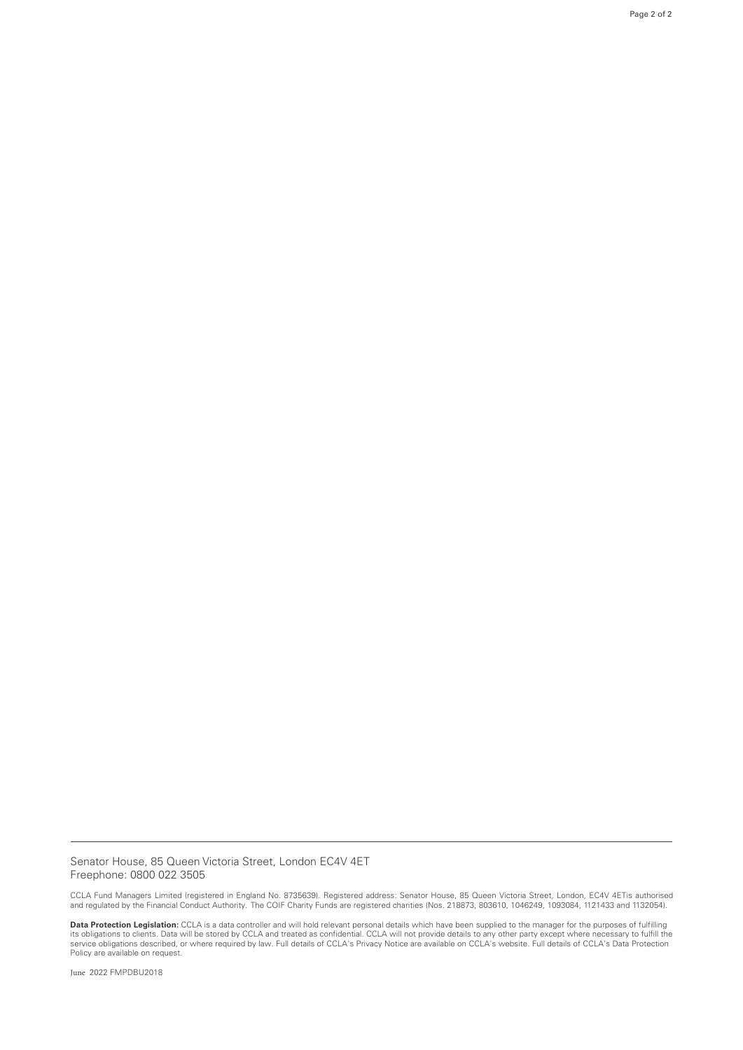Senator House, 85 Queen Victoria Street, London EC4V 4ET
Freephone: 0800 022 3505

CCLA Fund Managers Limited (registered in England No. 8735639). Registered address: Senator House, 85 Queen Victoria Street, London, EC4V 4ETis authorised and regulated by the Financial Conduct Authority. The COIF Charity Funds are registered charities (Nos. 218873, 803610, 1046249, 1093084, 1121433 and 1132054).

**Data Protection Legislation:** CCLA is a data controller and will hold relevant personal details which have been supplied to the manager for the purposes of fulfilling its obligations to clients. Data will be stored by CCLA and treated as confidential. CCLA will not provide details to any other party except where necessary to fulfill the service obligations described, or where required by law. Full details of CCLA's Privacy Notice are available on CCLA's website. Full details of CCLA's Data Protection Policy are available on request.

June 2022 FMPDBU2018